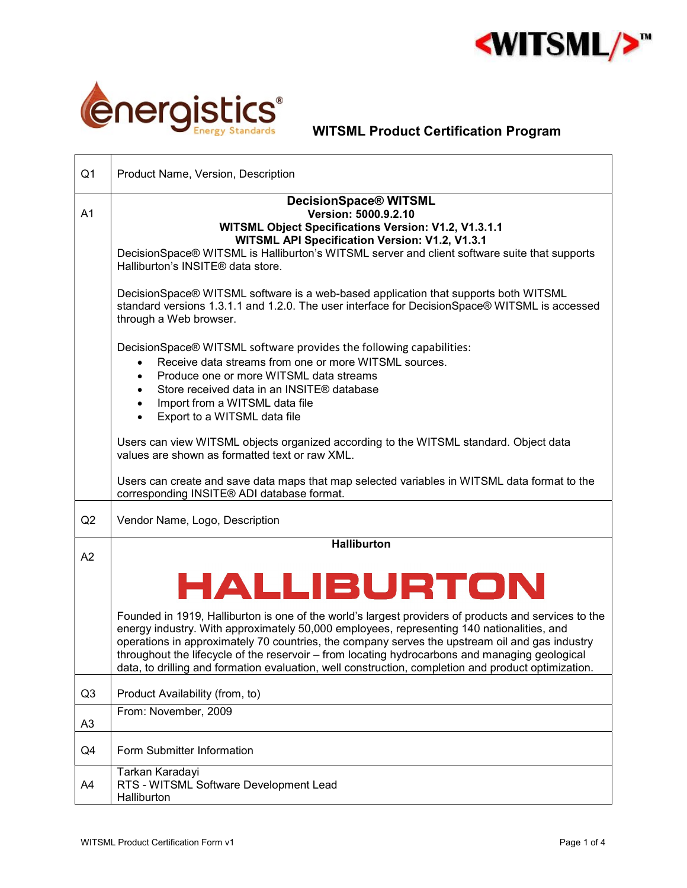# WITSML Product Certification Program

| | |
|---|---|
| Q1 | Product Name, Version, Description |
| A1 | **DecisionSpace® WITSML**<br>**Version: 5000.9.2.10**<br>**WITSML Object Specifications Version: V1.2, V1.3.1.1**<br>**WITSML API Specification Version: V1.2, V1.3.1**<br>DecisionSpace® WITSML is Halliburton's WITSML server and client software suite that supports Halliburton's INSITE® data store.<br><br>DecisionSpace® WITSML software is a web-based application that supports both WITSML standard versions 1.3.1.1 and 1.2.0. The user interface for DecisionSpace® WITSML is accessed through a Web browser.<br><br>DecisionSpace® WITSML software provides the following capabilities:<br>• Receive data streams from one or more WITSML sources.<br>• Produce one or more WITSML data streams<br>• Store received data in an INSITE® database<br>• Import from a WITSML data file<br>• Export to a WITSML data file<br><br>Users can view WITSML objects organized according to the WITSML standard. Object data values are shown as formatted text or raw XML.<br><br>Users can create and save data maps that map selected variables in WITSML data format to the corresponding INSITE® ADI database format. |
| Q2 | Vendor Name, Logo, Description |
| A2 | **Halliburton**<br><br>HALLIBURTON<br><br>Founded in 1919, Halliburton is one of the world's largest providers of products and services to the energy industry. With approximately 50,000 employees, representing 140 nationalities, and operations in approximately 70 countries, the company serves the upstream oil and gas industry throughout the lifecycle of the reservoir – from locating hydrocarbons and managing geological data, to drilling and formation evaluation, well construction, completion and product optimization. |
| Q3 | Product Availability (from, to) |
| A3 | From: November, 2009 |
| Q4 | Form Submitter Information |
| A4 | Tarkan Karadayi<br>RTS - WITSML Software Development Lead<br>Halliburton |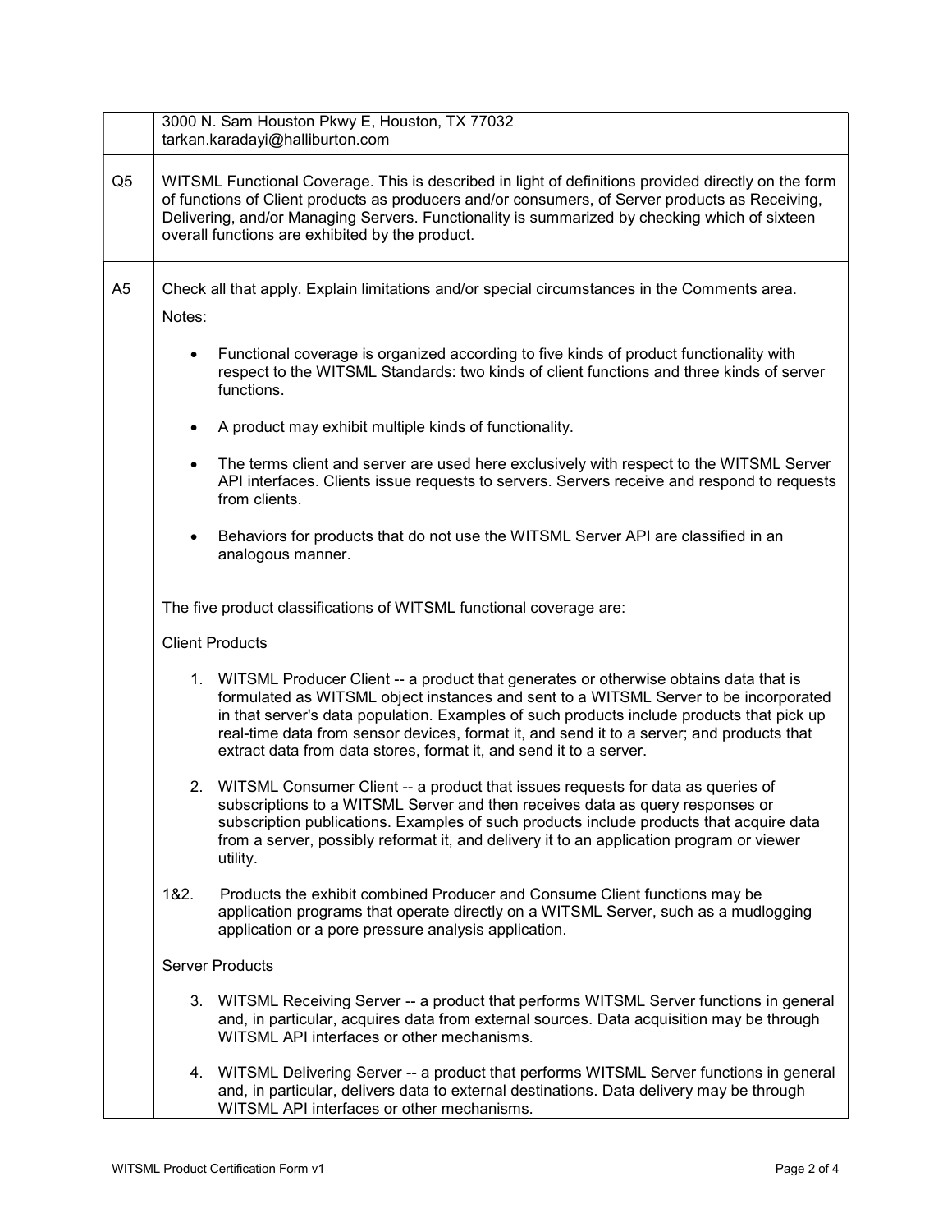| | |
|---|---|
| | 3000 N. Sam Houston Pkwy E, Houston, TX 77032<br>tarkan.karadayi@halliburton.com |
| Q5 | WITSML Functional Coverage. This is described in light of definitions provided directly on the form of functions of Client products as producers and/or consumers, of Server products as Receiving, Delivering, and/or Managing Servers. Functionality is summarized by checking which of sixteen overall functions are exhibited by the product. |
| A5 | Check all that apply. Explain limitations and/or special circumstances in the Comments area. |

Notes:

- Functional coverage is organized according to five kinds of product functionality with respect to the WITSML Standards: two kinds of client functions and three kinds of server functions.
- A product may exhibit multiple kinds of functionality.
- The terms client and server are used here exclusively with respect to the WITSML Server API interfaces. Clients issue requests to servers. Servers receive and respond to requests from clients.
- Behaviors for products that do not use the WITSML Server API are classified in an analogous manner.

The five product classifications of WITSML functional coverage are:

Client Products

1. WITSML Producer Client -- a product that generates or otherwise obtains data that is formulated as WITSML object instances and sent to a WITSML Server to be incorporated in that server's data population. Examples of such products include products that pick up real-time data from sensor devices, format it, and send it to a server; and products that extract data from data stores, format it, and send it to a server.
2. WITSML Consumer Client -- a product that issues requests for data as queries of subscriptions to a WITSML Server and then receives data as query responses or subscription publications. Examples of such products include products that acquire data from a server, possibly reformat it, and delivery it to an application program or viewer utility.

1&2. Products the exhibit combined Producer and Consume Client functions may be application programs that operate directly on a WITSML Server, such as a mudlogging application or a pore pressure analysis application.

Server Products

3. WITSML Receiving Server -- a product that performs WITSML Server functions in general and, in particular, acquires data from external sources. Data acquisition may be through WITSML API interfaces or other mechanisms.
4. WITSML Delivering Server -- a product that performs WITSML Server functions in general and, in particular, delivers data to external destinations. Data delivery may be through WITSML API interfaces or other mechanisms.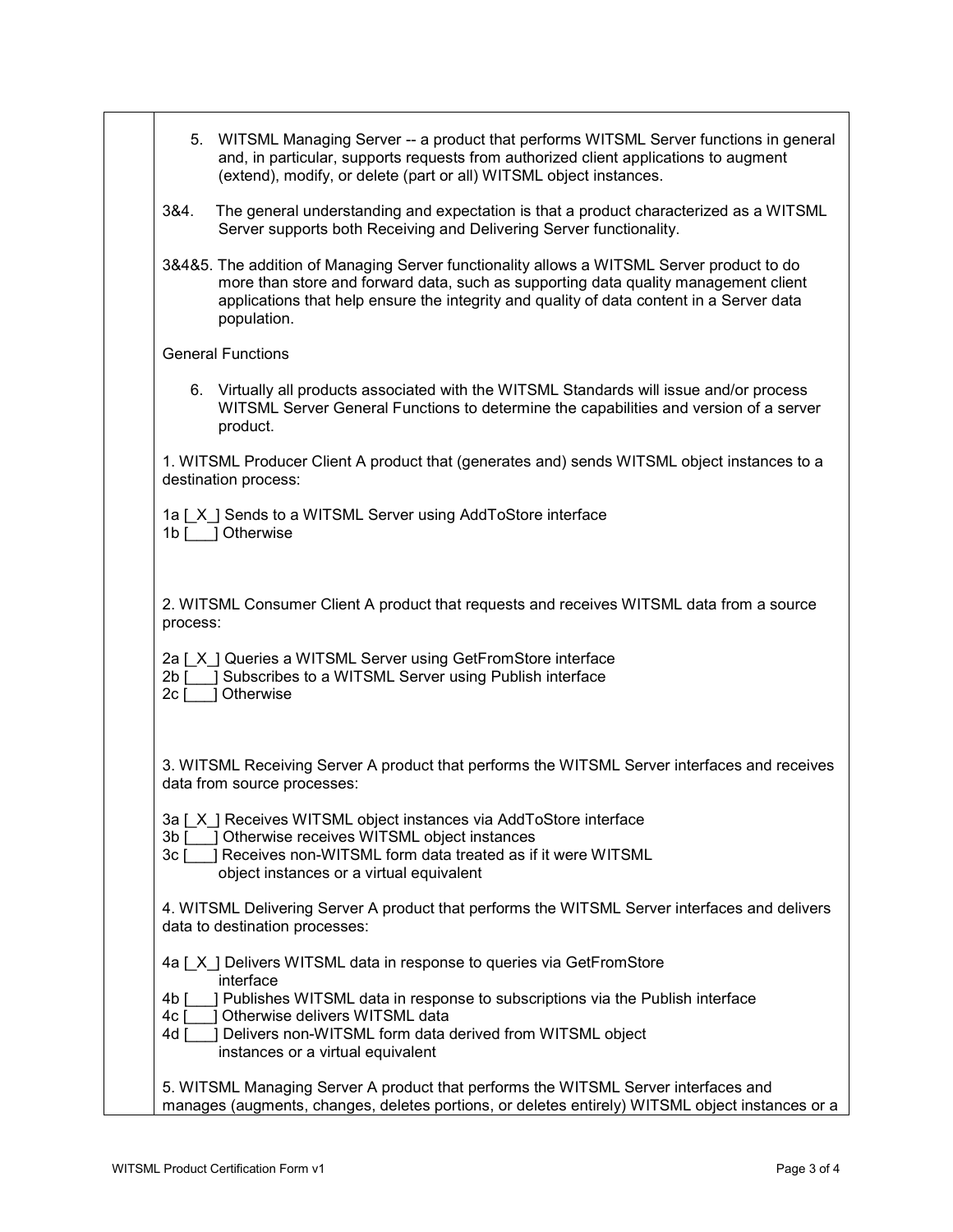5. WITSML Managing Server -- a product that performs WITSML Server functions in general and, in particular, supports requests from authorized client applications to augment (extend), modify, or delete (part or all) WITSML object instances.

3&4. The general understanding and expectation is that a product characterized as a WITSML Server supports both Receiving and Delivering Server functionality.

3&4&5. The addition of Managing Server functionality allows a WITSML Server product to do more than store and forward data, such as supporting data quality management client applications that help ensure the integrity and quality of data content in a Server data population.

General Functions

6. Virtually all products associated with the WITSML Standards will issue and/or process WITSML Server General Functions to determine the capabilities and version of a server product.

1. WITSML Producer Client A product that (generates and) sends WITSML object instances to a destination process:

1a [_X_] Sends to a WITSML Server using AddToStore interface
1b [___] Otherwise

2. WITSML Consumer Client A product that requests and receives WITSML data from a source process:

2a [_X_] Queries a WITSML Server using GetFromStore interface
2b [___] Subscribes to a WITSML Server using Publish interface
2c [___] Otherwise

3. WITSML Receiving Server A product that performs the WITSML Server interfaces and receives data from source processes:

3a [_X_] Receives WITSML object instances via AddToStore interface
3b [___] Otherwise receives WITSML object instances
3c [___] Receives non-WITSML form data treated as if it were WITSML object instances or a virtual equivalent

4. WITSML Delivering Server A product that performs the WITSML Server interfaces and delivers data to destination processes:

4a [_X_] Delivers WITSML data in response to queries via GetFromStore interface
4b [___] Publishes WITSML data in response to subscriptions via the Publish interface
4c [___] Otherwise delivers WITSML data
4d [___] Delivers non-WITSML form data derived from WITSML object instances or a virtual equivalent

5. WITSML Managing Server A product that performs the WITSML Server interfaces and manages (augments, changes, deletes portions, or deletes entirely) WITSML object instances or a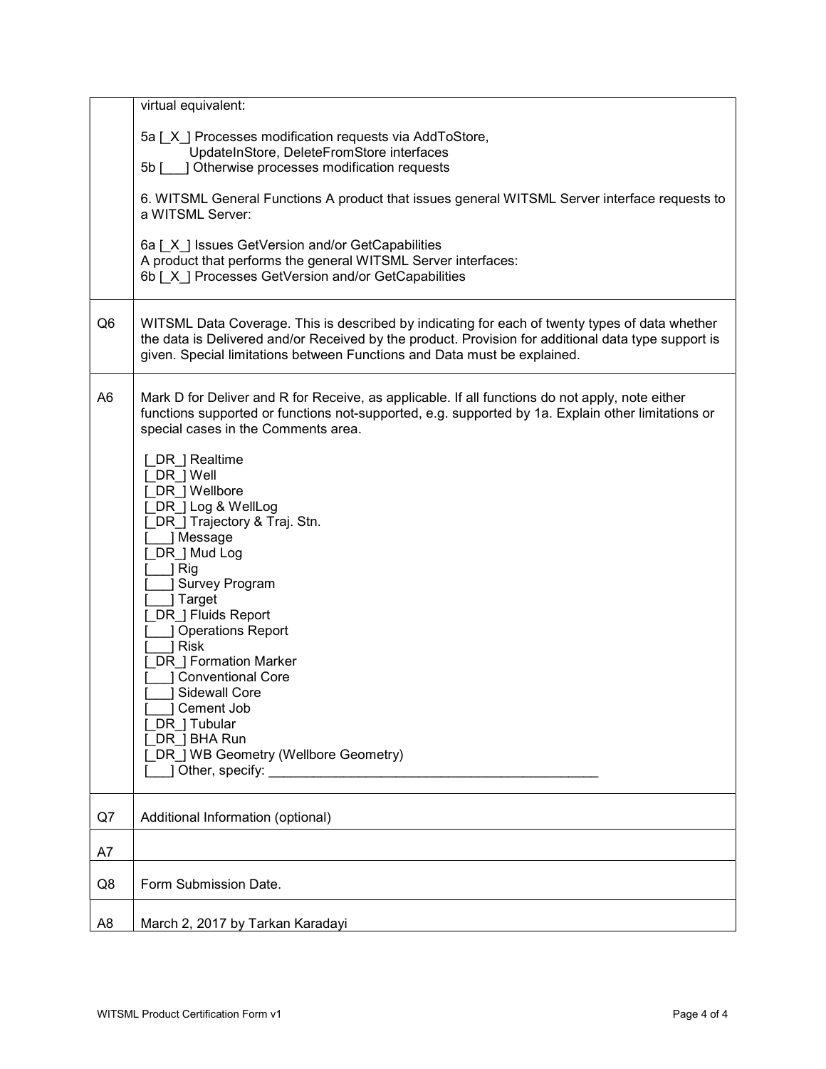| | |
|---|---|
| | virtual equivalent:<br><br>5a [_X_] Processes modification requests via AddToStore, UpdateInStore, DeleteFromStore interfaces<br>5b [___] Otherwise processes modification requests<br><br>6. WITSML General Functions A product that issues general WITSML Server interface requests to a WITSML Server:<br><br>6a [_X_] Issues GetVersion and/or GetCapabilities<br>A product that performs the general WITSML Server interfaces:<br>6b [_X_] Processes GetVersion and/or GetCapabilities |
| Q6 | WITSML Data Coverage. This is described by indicating for each of twenty types of data whether the data is Delivered and/or Received by the product. Provision for additional data type support is given. Special limitations between Functions and Data must be explained. |
| A6 | Mark D for Deliver and R for Receive, as applicable. If all functions do not apply, note either functions supported or functions not-supported, e.g. supported by 1a. Explain other limitations or special cases in the Comments area.<br><br>[_DR_] Realtime<br>[_DR_] Well<br>[_DR_] Wellbore<br>[_DR_] Log & WellLog<br>[_DR_] Trajectory & Traj. Stn.<br>[___] Message<br>[_DR_] Mud Log<br>[___] Rig<br>[___] Survey Program<br>[___] Target<br>[_DR_] Fluids Report<br>[___] Operations Report<br>[___] Risk<br>[_DR_] Formation Marker<br>[___] Conventional Core<br>[___] Sidewall Core<br>[___] Cement Job<br>[_DR_] Tubular<br>[_DR_] BHA Run<br>[_DR_] WB Geometry (Wellbore Geometry)<br>[___] Other, specify: ___________________________________________ |
| Q7 | Additional Information (optional) |
| A7 | |
| Q8 | Form Submission Date. |
| A8 | March 2, 2017 by Tarkan Karadayi |